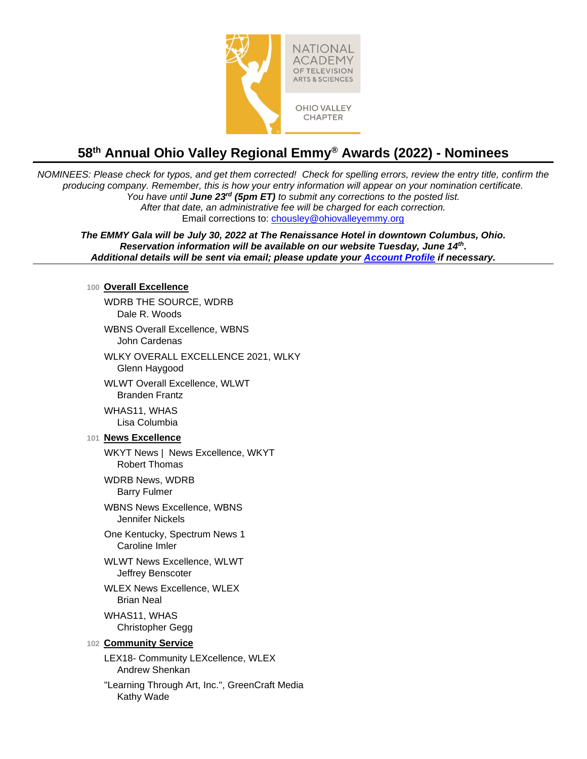NATIONAL ACADEMY OF TELEVISION ARTS & SCIENCES

OHIO VALLEY CHAPTER

# 58th Annual Ohio Valley Regional Emmy® Awards (2022) - Nominees

*NOMINEES: Please check for typos, and get them corrected! Check for spelling errors, review the entry title, confirm the producing company. Remember, this is how your entry information will appear on your nomination certificate.*
*You have until **June 23rd (5pm ET)** to submit any corrections to the posted list.*
*After that date, an administrative fee will be charged for each correction.*
Email corrections to: chousley@ohiovalleyemmy.org

***The EMMY Gala will be July 30, 2022 at The Renaissance Hotel in downtown Columbus, Ohio.***
***Reservation information will be available on our website Tuesday, June 14th.***
***Additional details will be sent via email; please update your Account Profile if necessary.***

---

## 100 Overall Excellence

WDRB THE SOURCE, WDRB
Dale R. Woods

WBNS Overall Excellence, WBNS
John Cardenas

WLKY OVERALL EXCELLENCE 2021, WLKY
Glenn Haygood

WLWT Overall Excellence, WLWT
Branden Frantz

WHAS11, WHAS
Lisa Columbia

## 101 News Excellence

WKYT News | News Excellence, WKYT
Robert Thomas

WDRB News, WDRB
Barry Fulmer

WBNS News Excellence, WBNS
Jennifer Nickels

One Kentucky, Spectrum News 1
Caroline Imler

WLWT News Excellence, WLWT
Jeffrey Benscoter

WLEX News Excellence, WLEX
Brian Neal

WHAS11, WHAS
Christopher Gegg

## 102 Community Service

LEX18- Community LEXcellence, WLEX
Andrew Shenkan

"Learning Through Art, Inc.", GreenCraft Media
Kathy Wade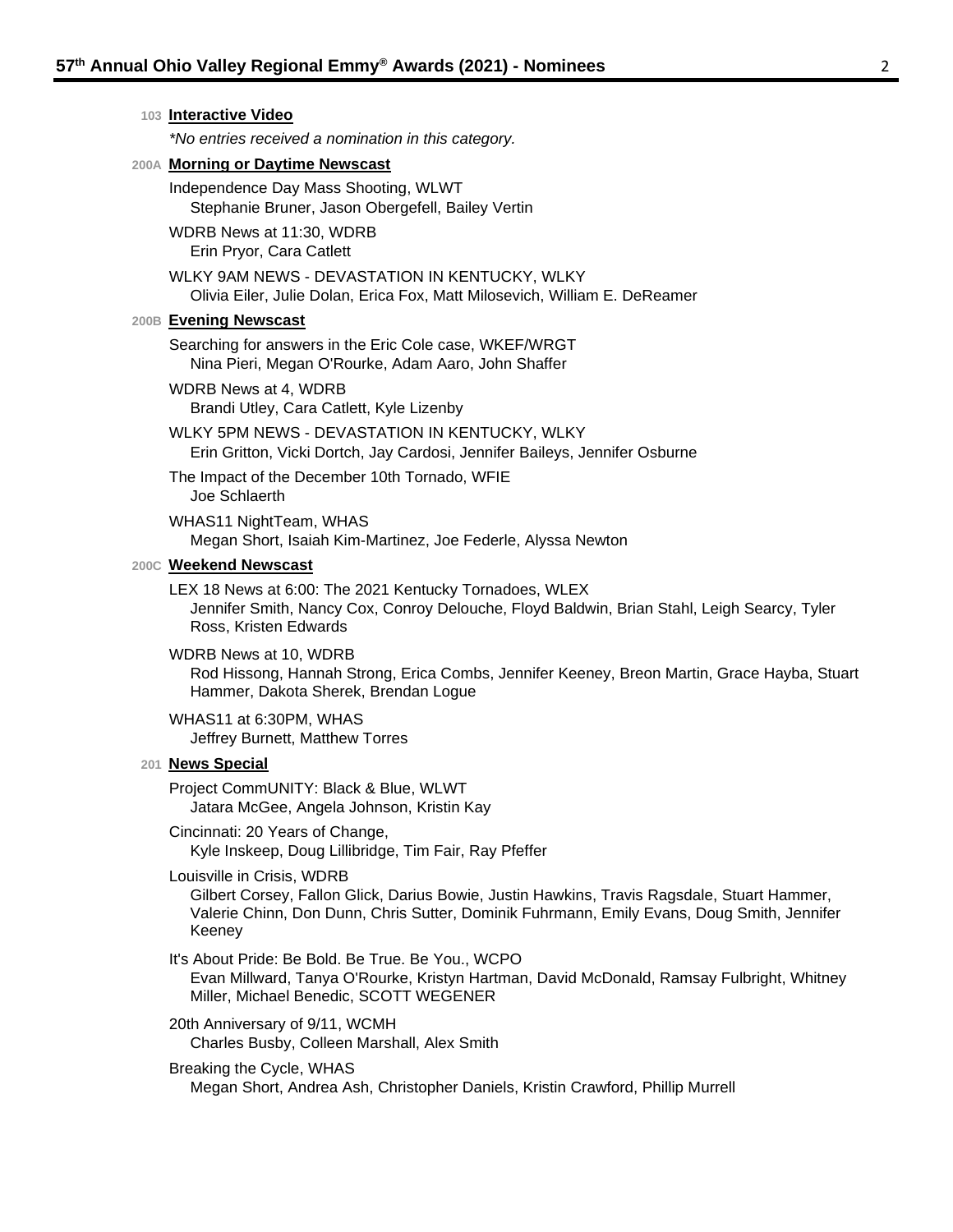## 103 Interactive Video

*\*No entries received a nomination in this category.*

## 200A Morning or Daytime Newscast

Independence Day Mass Shooting, WLWT
Stephanie Bruner, Jason Obergefell, Bailey Vertin

WDRB News at 11:30, WDRB
Erin Pryor, Cara Catlett

WLKY 9AM NEWS - DEVASTATION IN KENTUCKY, WLKY
Olivia Eiler, Julie Dolan, Erica Fox, Matt Milosevich, William E. DeReamer

## 200B Evening Newscast

Searching for answers in the Eric Cole case, WKEF/WRGT
Nina Pieri, Megan O'Rourke, Adam Aaro, John Shaffer

WDRB News at 4, WDRB
Brandi Utley, Cara Catlett, Kyle Lizenby

WLKY 5PM NEWS - DEVASTATION IN KENTUCKY, WLKY
Erin Gritton, Vicki Dortch, Jay Cardosi, Jennifer Baileys, Jennifer Osburne

The Impact of the December 10th Tornado, WFIE
Joe Schlaerth

WHAS11 NightTeam, WHAS
Megan Short, Isaiah Kim-Martinez, Joe Federle, Alyssa Newton

## 200C Weekend Newscast

LEX 18 News at 6:00: The 2021 Kentucky Tornadoes, WLEX
Jennifer Smith, Nancy Cox, Conroy Delouche, Floyd Baldwin, Brian Stahl, Leigh Searcy, Tyler Ross, Kristen Edwards

WDRB News at 10, WDRB
Rod Hissong, Hannah Strong, Erica Combs, Jennifer Keeney, Breon Martin, Grace Hayba, Stuart Hammer, Dakota Sherek, Brendan Logue

WHAS11 at 6:30PM, WHAS
Jeffrey Burnett, Matthew Torres

## 201 News Special

Project CommUNITY: Black & Blue, WLWT
Jatara McGee, Angela Johnson, Kristin Kay

Cincinnati: 20 Years of Change,
Kyle Inskeep, Doug Lillibridge, Tim Fair, Ray Pfeffer

Louisville in Crisis, WDRB
Gilbert Corsey, Fallon Glick, Darius Bowie, Justin Hawkins, Travis Ragsdale, Stuart Hammer, Valerie Chinn, Don Dunn, Chris Sutter, Dominik Fuhrmann, Emily Evans, Doug Smith, Jennifer Keeney

It's About Pride: Be Bold. Be True. Be You., WCPO
Evan Millward, Tanya O'Rourke, Kristyn Hartman, David McDonald, Ramsay Fulbright, Whitney Miller, Michael Benedic, SCOTT WEGENER

20th Anniversary of 9/11, WCMH
Charles Busby, Colleen Marshall, Alex Smith

Breaking the Cycle, WHAS
Megan Short, Andrea Ash, Christopher Daniels, Kristin Crawford, Phillip Murrell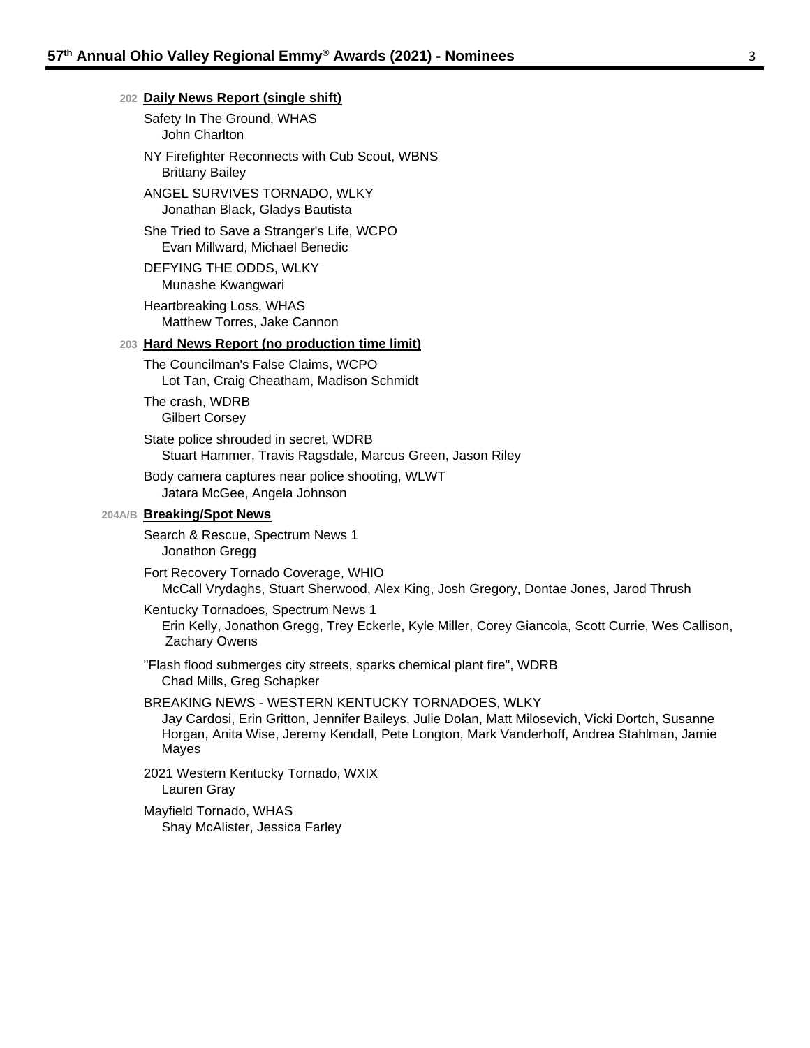## 202 Daily News Report (single shift)

Safety In The Ground, WHAS
John Charlton

NY Firefighter Reconnects with Cub Scout, WBNS
Brittany Bailey

ANGEL SURVIVES TORNADO, WLKY
Jonathan Black, Gladys Bautista

She Tried to Save a Stranger's Life, WCPO
Evan Millward, Michael Benedic

DEFYING THE ODDS, WLKY
Munashe Kwangwari

Heartbreaking Loss, WHAS
Matthew Torres, Jake Cannon

## 203 Hard News Report (no production time limit)

The Councilman's False Claims, WCPO
Lot Tan, Craig Cheatham, Madison Schmidt

The crash, WDRB
Gilbert Corsey

State police shrouded in secret, WDRB
Stuart Hammer, Travis Ragsdale, Marcus Green, Jason Riley

Body camera captures near police shooting, WLWT
Jatara McGee, Angela Johnson

## 204A/B Breaking/Spot News

Search & Rescue, Spectrum News 1
Jonathon Gregg

Fort Recovery Tornado Coverage, WHIO
McCall Vrydaghs, Stuart Sherwood, Alex King, Josh Gregory, Dontae Jones, Jarod Thrush

Kentucky Tornadoes, Spectrum News 1
Erin Kelly, Jonathon Gregg, Trey Eckerle, Kyle Miller, Corey Giancola, Scott Currie, Wes Callison, Zachary Owens

"Flash flood submerges city streets, sparks chemical plant fire", WDRB
Chad Mills, Greg Schapker

BREAKING NEWS - WESTERN KENTUCKY TORNADOES, WLKY
Jay Cardosi, Erin Gritton, Jennifer Baileys, Julie Dolan, Matt Milosevich, Vicki Dortch, Susanne Horgan, Anita Wise, Jeremy Kendall, Pete Longton, Mark Vanderhoff, Andrea Stahlman, Jamie Mayes

2021 Western Kentucky Tornado, WXIX
Lauren Gray

Mayfield Tornado, WHAS
Shay McAlister, Jessica Farley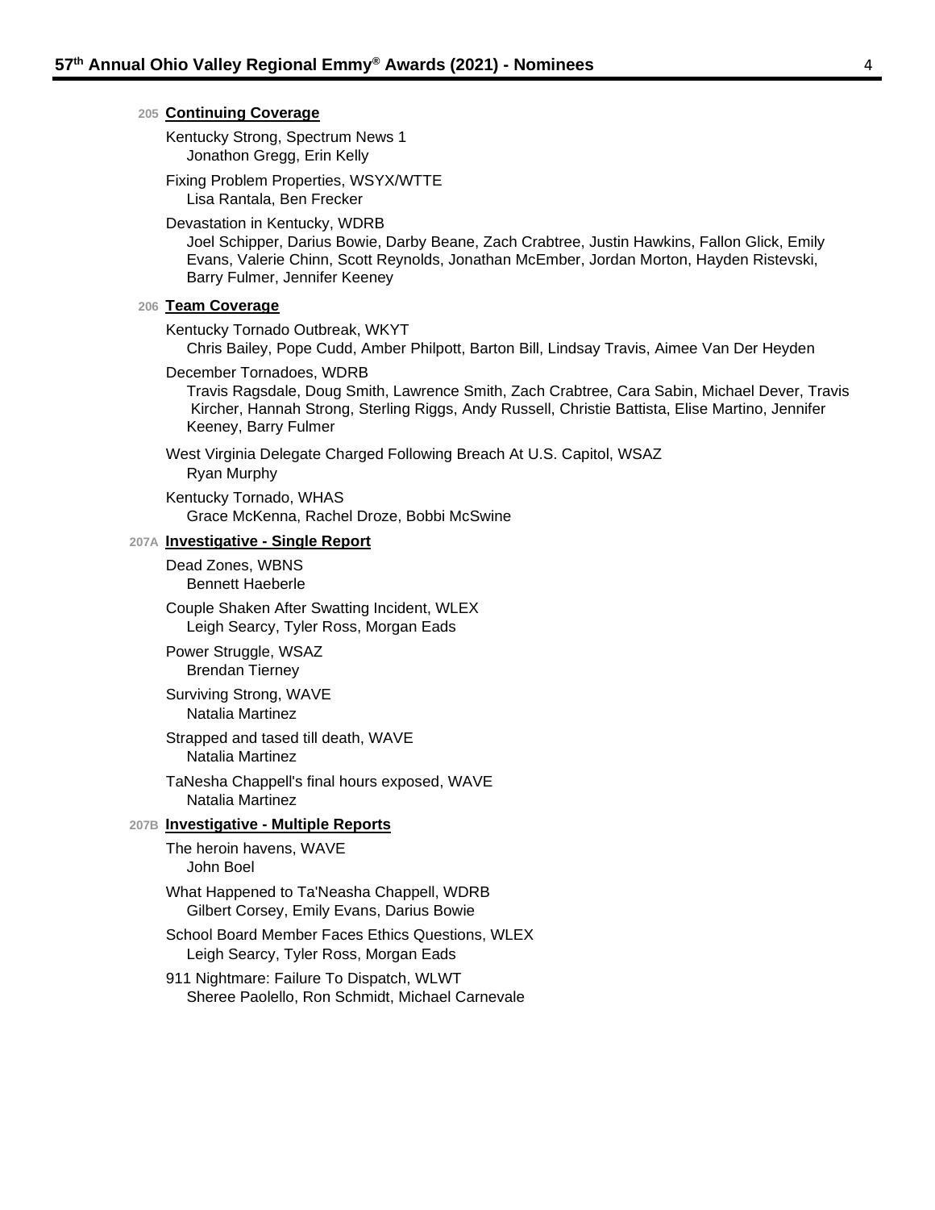### 205 Continuing Coverage

Kentucky Strong, Spectrum News 1
Jonathon Gregg, Erin Kelly

Fixing Problem Properties, WSYX/WTTE
Lisa Rantala, Ben Frecker

Devastation in Kentucky, WDRB
Joel Schipper, Darius Bowie, Darby Beane, Zach Crabtree, Justin Hawkins, Fallon Glick, Emily Evans, Valerie Chinn, Scott Reynolds, Jonathan McEmber, Jordan Morton, Hayden Ristevski, Barry Fulmer, Jennifer Keeney

### 206 Team Coverage

Kentucky Tornado Outbreak, WKYT
Chris Bailey, Pope Cudd, Amber Philpott, Barton Bill, Lindsay Travis, Aimee Van Der Heyden

December Tornadoes, WDRB
Travis Ragsdale, Doug Smith, Lawrence Smith, Zach Crabtree, Cara Sabin, Michael Dever, Travis Kircher, Hannah Strong, Sterling Riggs, Andy Russell, Christie Battista, Elise Martino, Jennifer Keeney, Barry Fulmer

West Virginia Delegate Charged Following Breach At U.S. Capitol, WSAZ
Ryan Murphy

Kentucky Tornado, WHAS
Grace McKenna, Rachel Droze, Bobbi McSwine

### 207A Investigative - Single Report

Dead Zones, WBNS
Bennett Haeberle

Couple Shaken After Swatting Incident, WLEX
Leigh Searcy, Tyler Ross, Morgan Eads

Power Struggle, WSAZ
Brendan Tierney

Surviving Strong, WAVE
Natalia Martinez

Strapped and tased till death, WAVE
Natalia Martinez

TaNesha Chappell's final hours exposed, WAVE
Natalia Martinez

### 207B Investigative - Multiple Reports

The heroin havens, WAVE
John Boel

What Happened to Ta'Neasha Chappell, WDRB
Gilbert Corsey, Emily Evans, Darius Bowie

School Board Member Faces Ethics Questions, WLEX
Leigh Searcy, Tyler Ross, Morgan Eads

911 Nightmare: Failure To Dispatch, WLWT
Sheree Paolello, Ron Schmidt, Michael Carnevale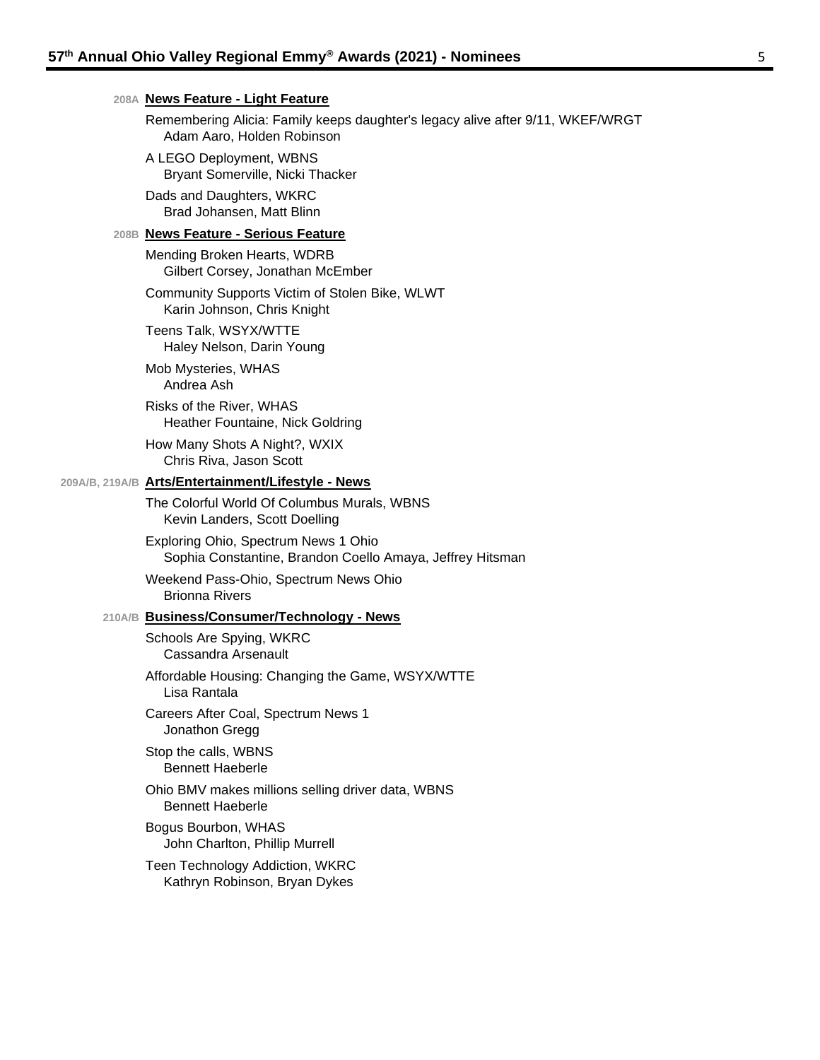**208A News Feature - Light Feature**

Remembering Alicia: Family keeps daughter's legacy alive after 9/11, WKEF/WRGT
Adam Aaro, Holden Robinson

A LEGO Deployment, WBNS
Bryant Somerville, Nicki Thacker

Dads and Daughters, WKRC
Brad Johansen, Matt Blinn

**208B News Feature - Serious Feature**

Mending Broken Hearts, WDRB
Gilbert Corsey, Jonathan McEmber

Community Supports Victim of Stolen Bike, WLWT
Karin Johnson, Chris Knight

Teens Talk, WSYX/WTTE
Haley Nelson, Darin Young

Mob Mysteries, WHAS
Andrea Ash

Risks of the River, WHAS
Heather Fountaine, Nick Goldring

How Many Shots A Night?, WXIX
Chris Riva, Jason Scott

**209A/B, 219A/B Arts/Entertainment/Lifestyle - News**

The Colorful World Of Columbus Murals, WBNS
Kevin Landers, Scott Doelling

Exploring Ohio, Spectrum News 1 Ohio
Sophia Constantine, Brandon Coello Amaya, Jeffrey Hitsman

Weekend Pass-Ohio, Spectrum News Ohio
Brionna Rivers

**210A/B Business/Consumer/Technology - News**

Schools Are Spying, WKRC
Cassandra Arsenault

Affordable Housing: Changing the Game, WSYX/WTTE
Lisa Rantala

Careers After Coal, Spectrum News 1
Jonathon Gregg

Stop the calls, WBNS
Bennett Haeberle

Ohio BMV makes millions selling driver data, WBNS
Bennett Haeberle

Bogus Bourbon, WHAS
John Charlton, Phillip Murrell

Teen Technology Addiction, WKRC
Kathryn Robinson, Bryan Dykes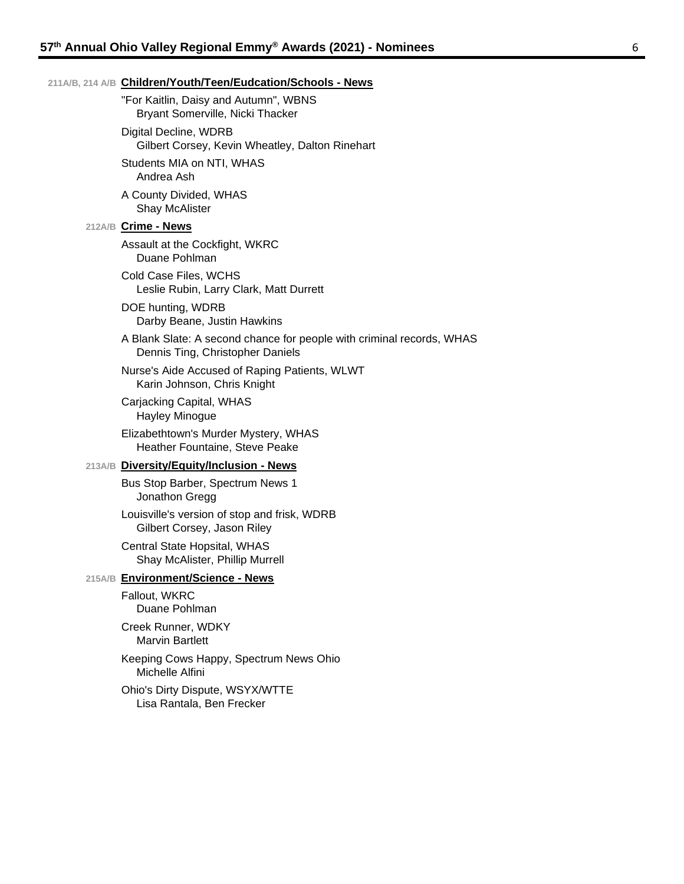### 211A/B, 214 A/B **Children/Youth/Teen/Eudcation/Schools - News**

"For Kaitlin, Daisy and Autumn", WBNS
Bryant Somerville, Nicki Thacker

Digital Decline, WDRB
Gilbert Corsey, Kevin Wheatley, Dalton Rinehart

Students MIA on NTI, WHAS
Andrea Ash

A County Divided, WHAS
Shay McAlister

### 212A/B **Crime - News**

Assault at the Cockfight, WKRC
Duane Pohlman

Cold Case Files, WCHS
Leslie Rubin, Larry Clark, Matt Durrett

DOE hunting, WDRB
Darby Beane, Justin Hawkins

A Blank Slate: A second chance for people with criminal records, WHAS
Dennis Ting, Christopher Daniels

Nurse's Aide Accused of Raping Patients, WLWT
Karin Johnson, Chris Knight

Carjacking Capital, WHAS
Hayley Minogue

Elizabethtown's Murder Mystery, WHAS
Heather Fountaine, Steve Peake

### 213A/B **Diversity/Equity/Inclusion - News**

Bus Stop Barber, Spectrum News 1
Jonathon Gregg

Louisville's version of stop and frisk, WDRB
Gilbert Corsey, Jason Riley

Central State Hopsital, WHAS
Shay McAlister, Phillip Murrell

### 215A/B **Environment/Science - News**

Fallout, WKRC
Duane Pohlman

Creek Runner, WDKY
Marvin Bartlett

Keeping Cows Happy, Spectrum News Ohio
Michelle Alfini

Ohio's Dirty Dispute, WSYX/WTTE
Lisa Rantala, Ben Frecker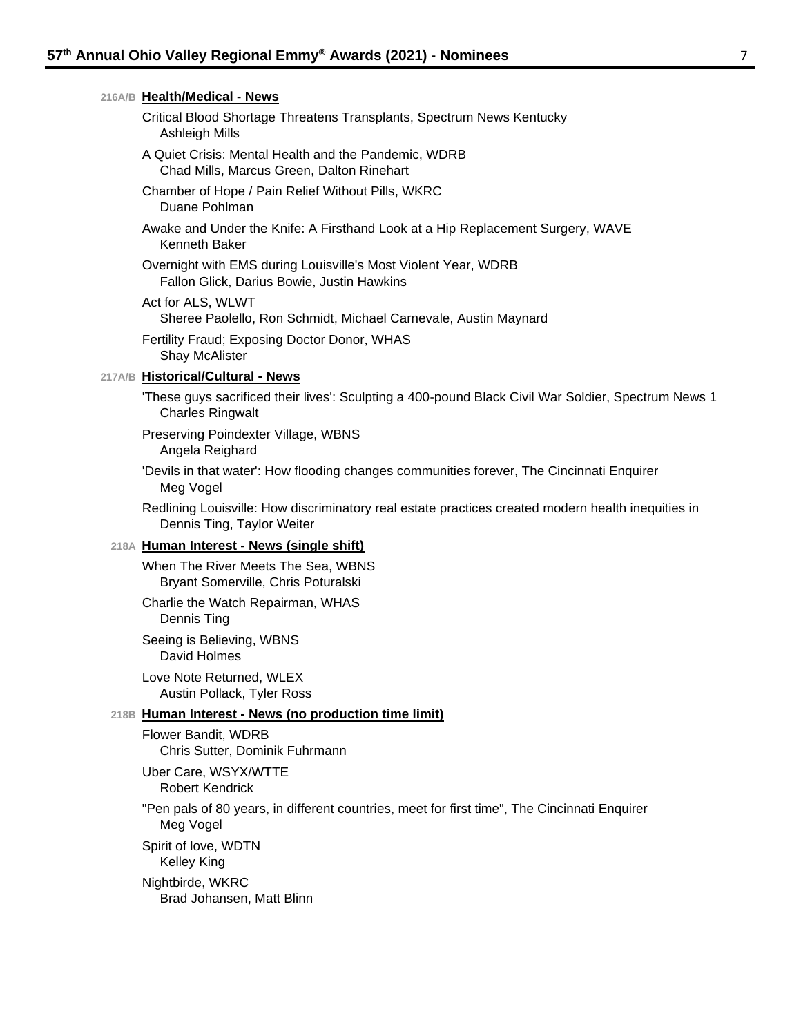### 216A/B **Health/Medical - News**

Critical Blood Shortage Threatens Transplants, Spectrum News Kentucky
Ashleigh Mills

A Quiet Crisis: Mental Health and the Pandemic, WDRB
Chad Mills, Marcus Green, Dalton Rinehart

Chamber of Hope / Pain Relief Without Pills, WKRC
Duane Pohlman

Awake and Under the Knife: A Firsthand Look at a Hip Replacement Surgery, WAVE
Kenneth Baker

Overnight with EMS during Louisville's Most Violent Year, WDRB
Fallon Glick, Darius Bowie, Justin Hawkins

Act for ALS, WLWT
Sheree Paolello, Ron Schmidt, Michael Carnevale, Austin Maynard

Fertility Fraud; Exposing Doctor Donor, WHAS
Shay McAlister

### 217A/B **Historical/Cultural - News**

'These guys sacrificed their lives': Sculpting a 400-pound Black Civil War Soldier, Spectrum News 1
Charles Ringwalt

Preserving Poindexter Village, WBNS
Angela Reighard

'Devils in that water': How flooding changes communities forever, The Cincinnati Enquirer
Meg Vogel

Redlining Louisville: How discriminatory real estate practices created modern health inequities in
Dennis Ting, Taylor Weiter

### 218A **Human Interest - News (single shift)**

When The River Meets The Sea, WBNS
Bryant Somerville, Chris Poturalski

Charlie the Watch Repairman, WHAS
Dennis Ting

Seeing is Believing, WBNS
David Holmes

Love Note Returned, WLEX
Austin Pollack, Tyler Ross

### 218B **Human Interest - News (no production time limit)**

Flower Bandit, WDRB
Chris Sutter, Dominik Fuhrmann

Uber Care, WSYX/WTTE
Robert Kendrick

"Pen pals of 80 years, in different countries, meet for first time", The Cincinnati Enquirer
Meg Vogel

Spirit of love, WDTN
Kelley King

Nightbirde, WKRC
Brad Johansen, Matt Blinn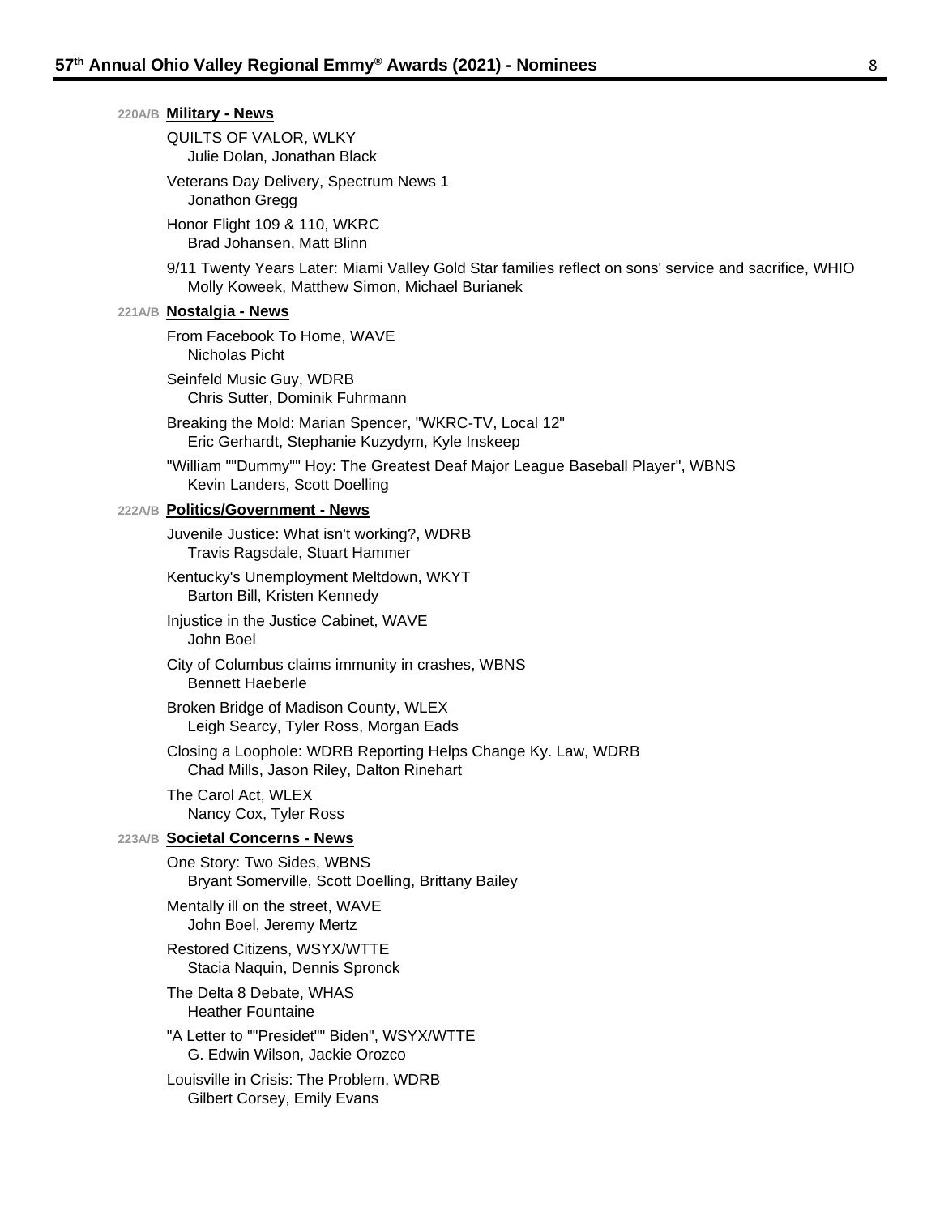**220A/B Military - News**

QUILTS OF VALOR, WLKY
  Julie Dolan, Jonathan Black

Veterans Day Delivery, Spectrum News 1
  Jonathon Gregg

Honor Flight 109 & 110, WKRC
  Brad Johansen, Matt Blinn

9/11 Twenty Years Later: Miami Valley Gold Star families reflect on sons' service and sacrifice, WHIO
  Molly Koweek, Matthew Simon, Michael Burianek

**221A/B Nostalgia - News**

From Facebook To Home, WAVE
  Nicholas Picht

Seinfeld Music Guy, WDRB
  Chris Sutter, Dominik Fuhrmann

Breaking the Mold: Marian Spencer, "WKRC-TV, Local 12"
  Eric Gerhardt, Stephanie Kuzydym, Kyle Inskeep

"William ""Dummy"" Hoy: The Greatest Deaf Major League Baseball Player", WBNS
  Kevin Landers, Scott Doelling

**222A/B Politics/Government - News**

Juvenile Justice: What isn't working?, WDRB
  Travis Ragsdale, Stuart Hammer

Kentucky's Unemployment Meltdown, WKYT
  Barton Bill, Kristen Kennedy

Injustice in the Justice Cabinet, WAVE
  John Boel

City of Columbus claims immunity in crashes, WBNS
  Bennett Haeberle

Broken Bridge of Madison County, WLEX
  Leigh Searcy, Tyler Ross, Morgan Eads

Closing a Loophole: WDRB Reporting Helps Change Ky. Law, WDRB
  Chad Mills, Jason Riley, Dalton Rinehart

The Carol Act, WLEX
  Nancy Cox, Tyler Ross

**223A/B Societal Concerns - News**

One Story: Two Sides, WBNS
  Bryant Somerville, Scott Doelling, Brittany Bailey

Mentally ill on the street, WAVE
  John Boel, Jeremy Mertz

Restored Citizens, WSYX/WTTE
  Stacia Naquin, Dennis Spronck

The Delta 8 Debate, WHAS
  Heather Fountaine

"A Letter to ""Presidet"" Biden", WSYX/WTTE
  G. Edwin Wilson, Jackie Orozco

Louisville in Crisis: The Problem, WDRB
  Gilbert Corsey, Emily Evans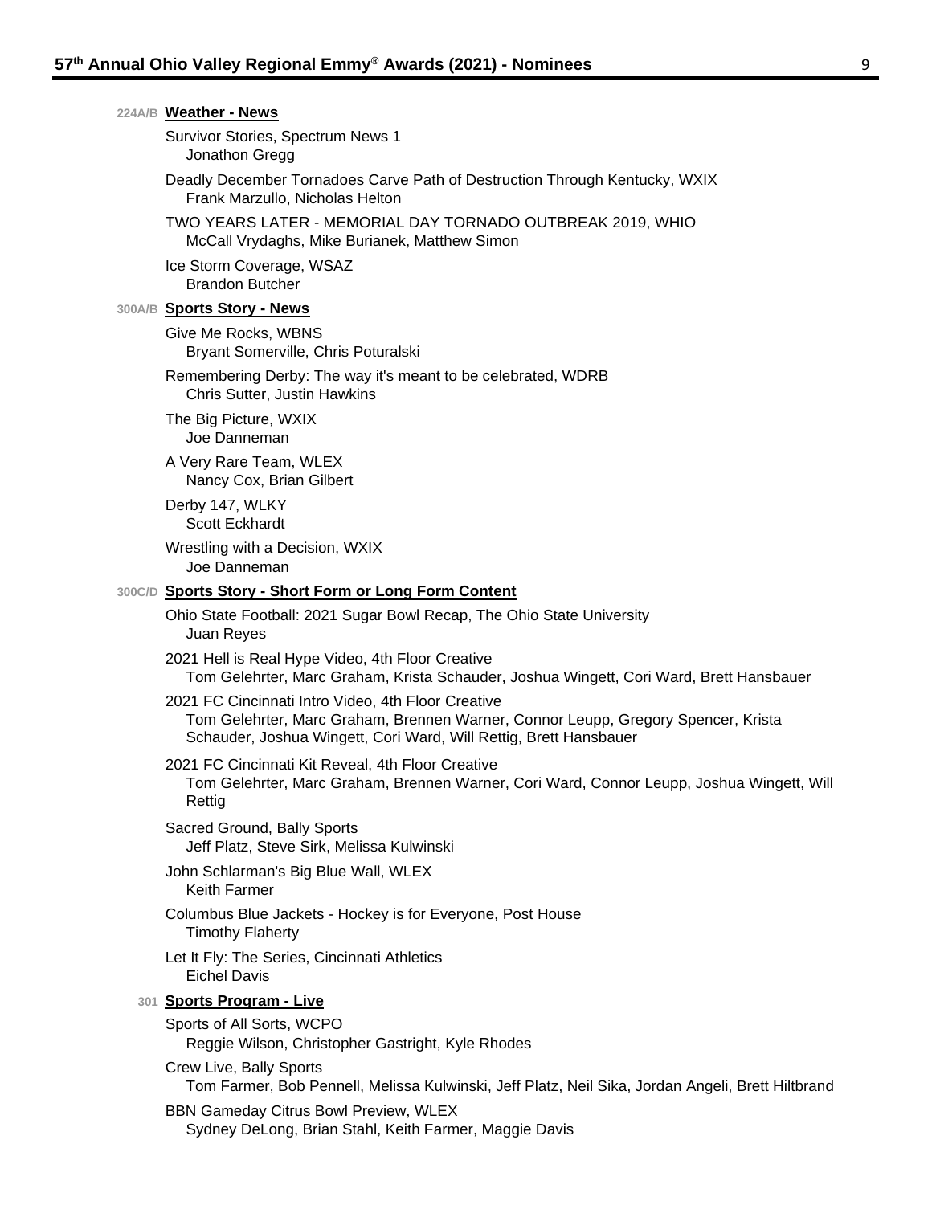**224A/B** **Weather - News**

Survivor Stories, Spectrum News 1
Jonathon Gregg

Deadly December Tornadoes Carve Path of Destruction Through Kentucky, WXIX
Frank Marzullo, Nicholas Helton

TWO YEARS LATER - MEMORIAL DAY TORNADO OUTBREAK 2019, WHIO
McCall Vrydaghs, Mike Burianek, Matthew Simon

Ice Storm Coverage, WSAZ
Brandon Butcher

**300A/B** **Sports Story - News**

Give Me Rocks, WBNS
Bryant Somerville, Chris Poturalski

Remembering Derby: The way it's meant to be celebrated, WDRB
Chris Sutter, Justin Hawkins

The Big Picture, WXIX
Joe Danneman

A Very Rare Team, WLEX
Nancy Cox, Brian Gilbert

Derby 147, WLKY
Scott Eckhardt

Wrestling with a Decision, WXIX
Joe Danneman

**300C/D** **Sports Story - Short Form or Long Form Content**

Ohio State Football: 2021 Sugar Bowl Recap, The Ohio State University
Juan Reyes

2021 Hell is Real Hype Video, 4th Floor Creative
Tom Gelehrter, Marc Graham, Krista Schauder, Joshua Wingett, Cori Ward, Brett Hansbauer

2021 FC Cincinnati Intro Video, 4th Floor Creative
Tom Gelehrter, Marc Graham, Brennen Warner, Connor Leupp, Gregory Spencer, Krista Schauder, Joshua Wingett, Cori Ward, Will Rettig, Brett Hansbauer

2021 FC Cincinnati Kit Reveal, 4th Floor Creative
Tom Gelehrter, Marc Graham, Brennen Warner, Cori Ward, Connor Leupp, Joshua Wingett, Will Rettig

Sacred Ground, Bally Sports
Jeff Platz, Steve Sirk, Melissa Kulwinski

John Schlarman's Big Blue Wall, WLEX
Keith Farmer

Columbus Blue Jackets - Hockey is for Everyone, Post House
Timothy Flaherty

Let It Fly: The Series, Cincinnati Athletics
Eichel Davis

**301** **Sports Program - Live**

Sports of All Sorts, WCPO
Reggie Wilson, Christopher Gastright, Kyle Rhodes

Crew Live, Bally Sports
Tom Farmer, Bob Pennell, Melissa Kulwinski, Jeff Platz, Neil Sika, Jordan Angeli, Brett Hiltbrand

BBN Gameday Citrus Bowl Preview, WLEX
Sydney DeLong, Brian Stahl, Keith Farmer, Maggie Davis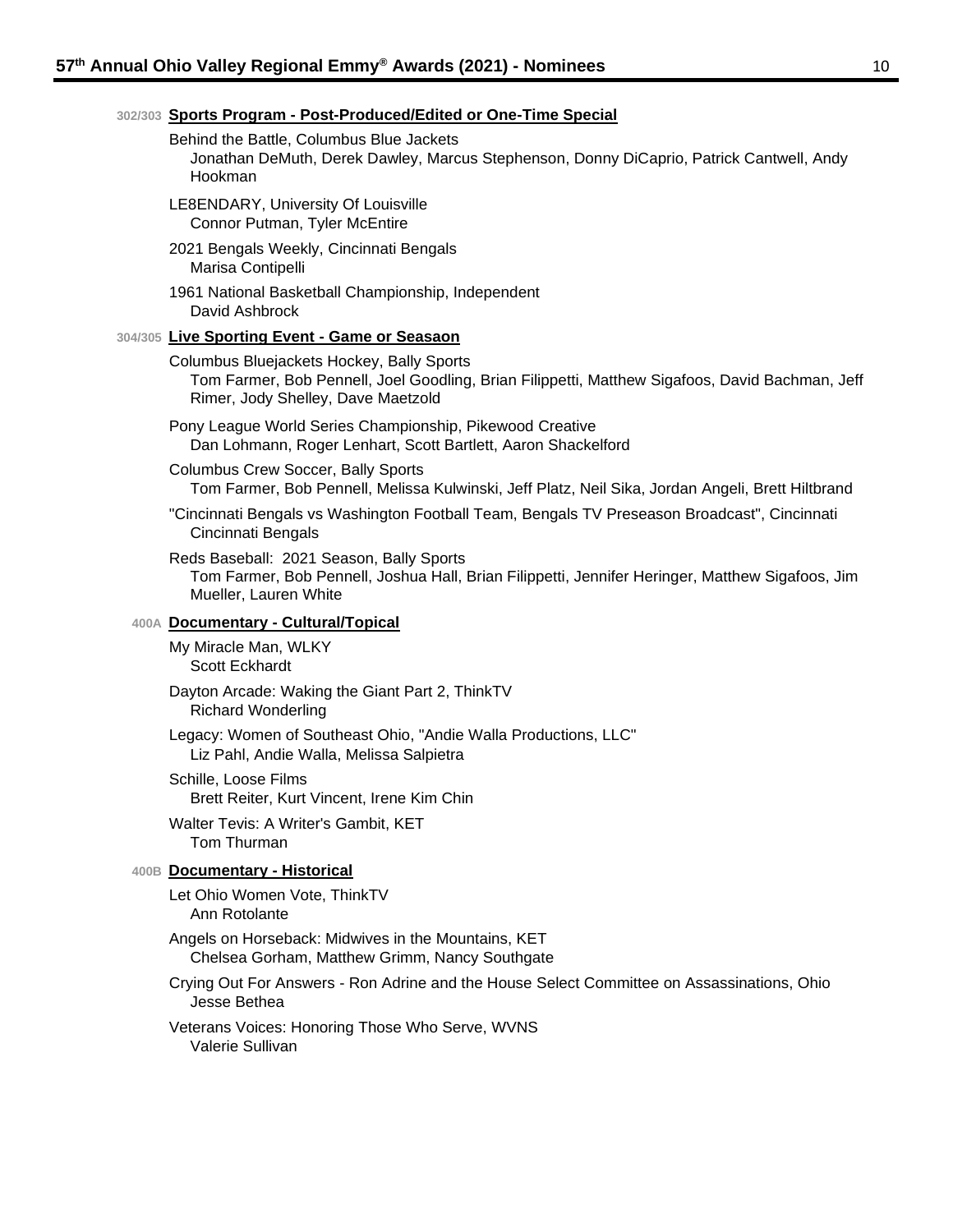### 302/303 **Sports Program - Post-Produced/Edited or One-Time Special**

Behind the Battle, Columbus Blue Jackets
Jonathan DeMuth, Derek Dawley, Marcus Stephenson, Donny DiCaprio, Patrick Cantwell, Andy Hookman

LE8ENDARY, University Of Louisville
Connor Putman, Tyler McEntire

2021 Bengals Weekly, Cincinnati Bengals
Marisa Contipelli

1961 National Basketball Championship, Independent
David Ashbrock

### 304/305 **Live Sporting Event - Game or Seasaon**

Columbus Bluejackets Hockey, Bally Sports
Tom Farmer, Bob Pennell, Joel Goodling, Brian Filippetti, Matthew Sigafoos, David Bachman, Jeff Rimer, Jody Shelley, Dave Maetzold

Pony League World Series Championship, Pikewood Creative
Dan Lohmann, Roger Lenhart, Scott Bartlett, Aaron Shackelford

Columbus Crew Soccer, Bally Sports
Tom Farmer, Bob Pennell, Melissa Kulwinski, Jeff Platz, Neil Sika, Jordan Angeli, Brett Hiltbrand

"Cincinnati Bengals vs Washington Football Team, Bengals TV Preseason Broadcast", Cincinnati
Cincinnati Bengals

Reds Baseball: 2021 Season, Bally Sports
Tom Farmer, Bob Pennell, Joshua Hall, Brian Filippetti, Jennifer Heringer, Matthew Sigafoos, Jim Mueller, Lauren White

### 400A **Documentary - Cultural/Topical**

My Miracle Man, WLKY
Scott Eckhardt

Dayton Arcade: Waking the Giant Part 2, ThinkTV
Richard Wonderling

Legacy: Women of Southeast Ohio, "Andie Walla Productions, LLC"
Liz Pahl, Andie Walla, Melissa Salpietra

Schille, Loose Films
Brett Reiter, Kurt Vincent, Irene Kim Chin

Walter Tevis: A Writer's Gambit, KET
Tom Thurman

### 400B **Documentary - Historical**

Let Ohio Women Vote, ThinkTV
Ann Rotolante

Angels on Horseback: Midwives in the Mountains, KET
Chelsea Gorham, Matthew Grimm, Nancy Southgate

Crying Out For Answers - Ron Adrine and the House Select Committee on Assassinations, Ohio
Jesse Bethea

Veterans Voices: Honoring Those Who Serve, WVNS
Valerie Sullivan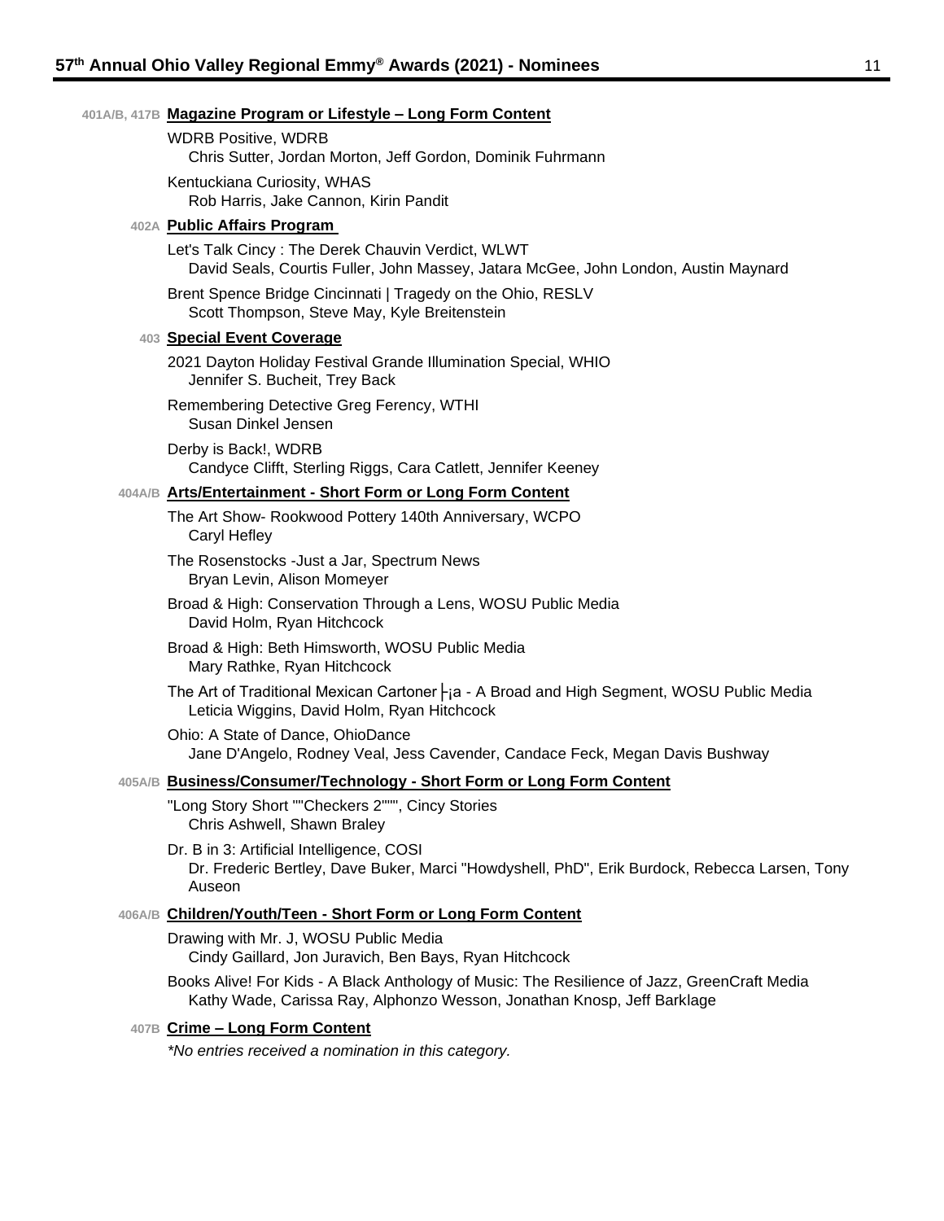**401A/B, 417B** **Magazine Program or Lifestyle – Long Form Content**

WDRB Positive, WDRB
Chris Sutter, Jordan Morton, Jeff Gordon, Dominik Fuhrmann

Kentuckiana Curiosity, WHAS
Rob Harris, Jake Cannon, Kirin Pandit

**402A** **Public Affairs Program**

Let's Talk Cincy : The Derek Chauvin Verdict, WLWT
David Seals, Courtis Fuller, John Massey, Jatara McGee, John London, Austin Maynard

Brent Spence Bridge Cincinnati | Tragedy on the Ohio, RESLV
Scott Thompson, Steve May, Kyle Breitenstein

**403** **Special Event Coverage**

2021 Dayton Holiday Festival Grande Illumination Special, WHIO
Jennifer S. Bucheit, Trey Back

Remembering Detective Greg Ferency, WTHI
Susan Dinkel Jensen

Derby is Back!, WDRB
Candyce Clifft, Sterling Riggs, Cara Catlett, Jennifer Keeney

**404A/B** **Arts/Entertainment - Short Form or Long Form Content**

The Art Show- Rookwood Pottery 140th Anniversary, WCPO
Caryl Hefley

The Rosenstocks -Just a Jar, Spectrum News
Bryan Levin, Alison Momeyer

Broad & High: Conservation Through a Lens, WOSU Public Media
David Holm, Ryan Hitchcock

Broad & High: Beth Himsworth, WOSU Public Media
Mary Rathke, Ryan Hitchcock

The Art of Traditional Mexican Cartoner├¡a - A Broad and High Segment, WOSU Public Media
Leticia Wiggins, David Holm, Ryan Hitchcock

Ohio: A State of Dance, OhioDance
Jane D'Angelo, Rodney Veal, Jess Cavender, Candace Feck, Megan Davis Bushway

**405A/B** **Business/Consumer/Technology - Short Form or Long Form Content**

"Long Story Short ""Checkers 2""", Cincy Stories
Chris Ashwell, Shawn Braley

Dr. B in 3: Artificial Intelligence, COSI
Dr. Frederic Bertley, Dave Buker, Marci "Howdyshell, PhD", Erik Burdock, Rebecca Larsen, Tony Auseon

**406A/B** **Children/Youth/Teen - Short Form or Long Form Content**

Drawing with Mr. J, WOSU Public Media
Cindy Gaillard, Jon Juravich, Ben Bays, Ryan Hitchcock

Books Alive! For Kids - A Black Anthology of Music: The Resilience of Jazz, GreenCraft Media
Kathy Wade, Carissa Ray, Alphonzo Wesson, Jonathan Knosp, Jeff Barklage

**407B** **Crime – Long Form Content**

*\*No entries received a nomination in this category.*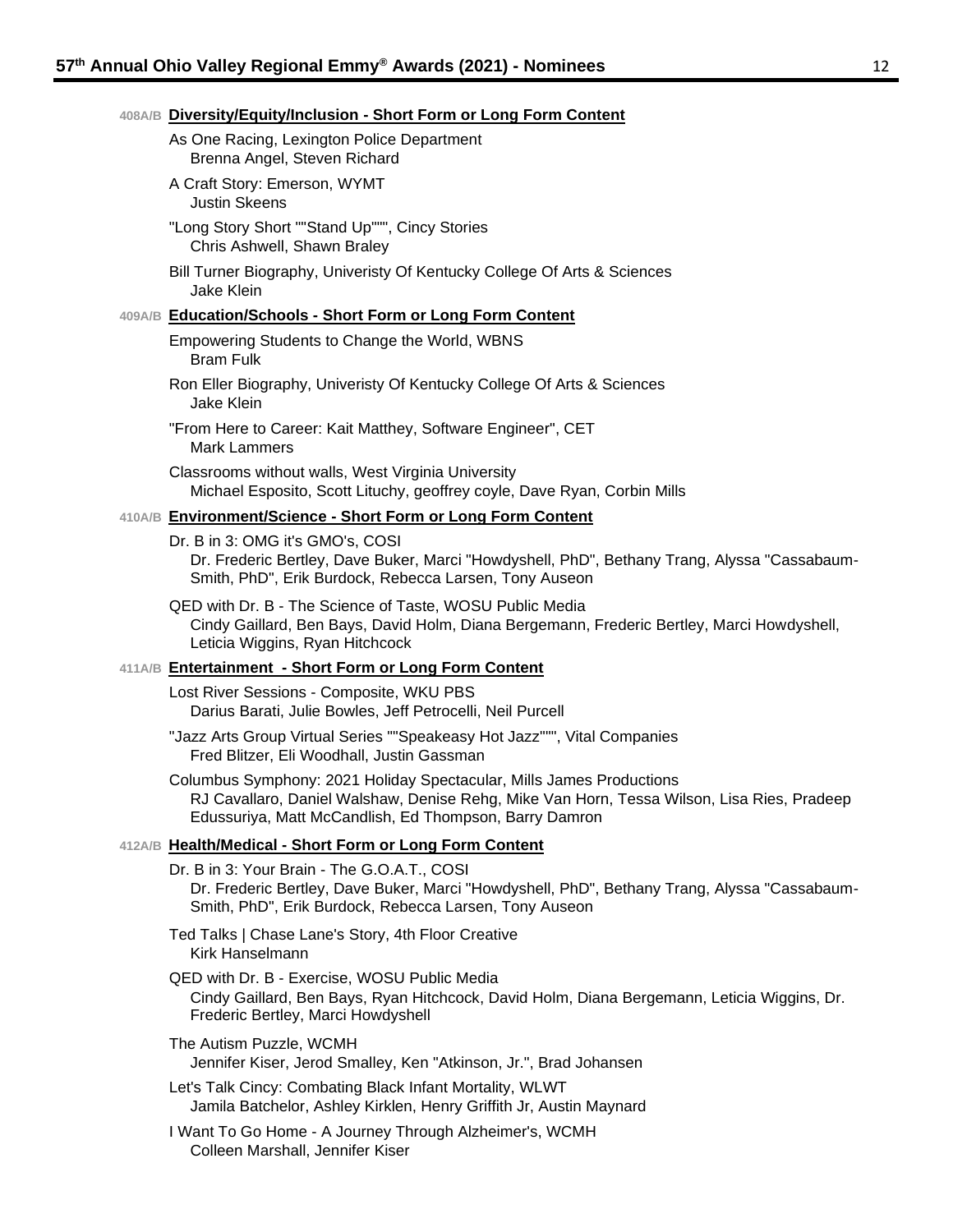### 408A/B **Diversity/Equity/Inclusion - Short Form or Long Form Content**

As One Racing, Lexington Police Department
Brenna Angel, Steven Richard

A Craft Story: Emerson, WYMT
Justin Skeens

"Long Story Short ""Stand Up""", Cincy Stories
Chris Ashwell, Shawn Braley

Bill Turner Biography, Univeristy Of Kentucky College Of Arts & Sciences
Jake Klein

### 409A/B **Education/Schools - Short Form or Long Form Content**

Empowering Students to Change the World, WBNS
Bram Fulk

Ron Eller Biography, Univeristy Of Kentucky College Of Arts & Sciences
Jake Klein

"From Here to Career: Kait Matthey, Software Engineer", CET
Mark Lammers

Classrooms without walls, West Virginia University
Michael Esposito, Scott Lituchy, geoffrey coyle, Dave Ryan, Corbin Mills

### 410A/B **Environment/Science - Short Form or Long Form Content**

Dr. B in 3: OMG it's GMO's, COSI
Dr. Frederic Bertley, Dave Buker, Marci "Howdyshell, PhD", Bethany Trang, Alyssa "Cassabaum-Smith, PhD", Erik Burdock, Rebecca Larsen, Tony Auseon

QED with Dr. B - The Science of Taste, WOSU Public Media
Cindy Gaillard, Ben Bays, David Holm, Diana Bergemann, Frederic Bertley, Marci Howdyshell, Leticia Wiggins, Ryan Hitchcock

### 411A/B **Entertainment - Short Form or Long Form Content**

Lost River Sessions - Composite, WKU PBS
Darius Barati, Julie Bowles, Jeff Petrocelli, Neil Purcell

"Jazz Arts Group Virtual Series ""Speakeasy Hot Jazz""", Vital Companies
Fred Blitzer, Eli Woodhall, Justin Gassman

Columbus Symphony: 2021 Holiday Spectacular, Mills James Productions
RJ Cavallaro, Daniel Walshaw, Denise Rehg, Mike Van Horn, Tessa Wilson, Lisa Ries, Pradeep Edussuriya, Matt McCandlish, Ed Thompson, Barry Damron

### 412A/B **Health/Medical - Short Form or Long Form Content**

Dr. B in 3: Your Brain - The G.O.A.T., COSI
Dr. Frederic Bertley, Dave Buker, Marci "Howdyshell, PhD", Bethany Trang, Alyssa "Cassabaum-Smith, PhD", Erik Burdock, Rebecca Larsen, Tony Auseon

Ted Talks | Chase Lane's Story, 4th Floor Creative
Kirk Hanselmann

QED with Dr. B - Exercise, WOSU Public Media
Cindy Gaillard, Ben Bays, Ryan Hitchcock, David Holm, Diana Bergemann, Leticia Wiggins, Dr. Frederic Bertley, Marci Howdyshell

The Autism Puzzle, WCMH
Jennifer Kiser, Jerod Smalley, Ken "Atkinson, Jr.", Brad Johansen

Let's Talk Cincy: Combating Black Infant Mortality, WLWT
Jamila Batchelor, Ashley Kirklen, Henry Griffith Jr, Austin Maynard

I Want To Go Home - A Journey Through Alzheimer's, WCMH
Colleen Marshall, Jennifer Kiser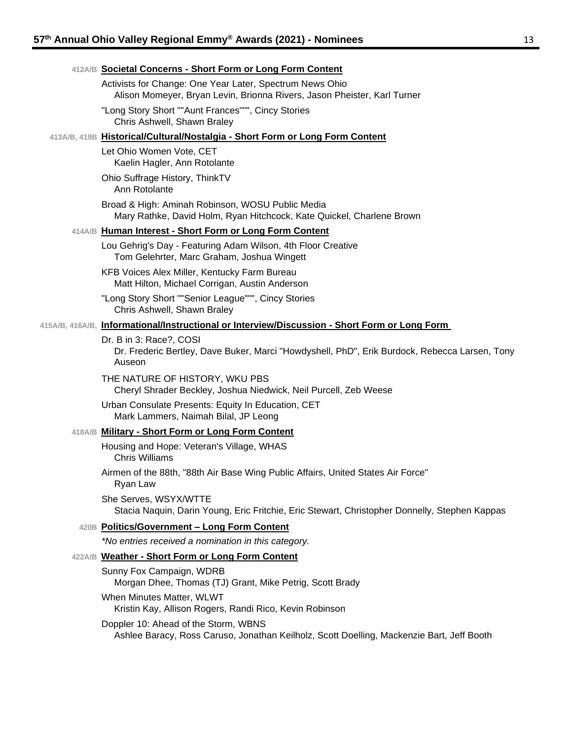**412A/B Societal Concerns - Short Form or Long Form Content**

Activists for Change: One Year Later, Spectrum News Ohio
Alison Momeyer, Bryan Levin, Brionna Rivers, Jason Pheister, Karl Turner

"Long Story Short ""Aunt Frances""", Cincy Stories
Chris Ashwell, Shawn Braley

**413A/B, 419B Historical/Cultural/Nostalgia - Short Form or Long Form Content**

Let Ohio Women Vote, CET
Kaelin Hagler, Ann Rotolante

Ohio Suffrage History, ThinkTV
Ann Rotolante

Broad & High: Aminah Robinson, WOSU Public Media
Mary Rathke, David Holm, Ryan Hitchcock, Kate Quickel, Charlene Brown

**414A/B Human Interest - Short Form or Long Form Content**

Lou Gehrig's Day - Featuring Adam Wilson, 4th Floor Creative
Tom Gelehrter, Marc Graham, Joshua Wingett

KFB Voices Alex Miller, Kentucky Farm Bureau
Matt Hilton, Michael Corrigan, Austin Anderson

"Long Story Short ""Senior League""", Cincy Stories
Chris Ashwell, Shawn Braley

**415A/B, 416A/B, Informational/Instructional or Interview/Discussion - Short Form or Long Form**

Dr. B in 3: Race?, COSI
Dr. Frederic Bertley, Dave Buker, Marci "Howdyshell, PhD", Erik Burdock, Rebecca Larsen, Tony Auseon

THE NATURE OF HISTORY, WKU PBS
Cheryl Shrader Beckley, Joshua Niedwick, Neil Purcell, Zeb Weese

Urban Consulate Presents: Equity In Education, CET
Mark Lammers, Naimah Bilal, JP Leong

**418A/B Military - Short Form or Long Form Content**

Housing and Hope: Veteran's Village, WHAS
Chris Williams

Airmen of the 88th, "88th Air Base Wing Public Affairs, United States Air Force"
Ryan Law

She Serves, WSYX/WTTE
Stacia Naquin, Darin Young, Eric Fritchie, Eric Stewart, Christopher Donnelly, Stephen Kappas

**420B Politics/Government – Long Form Content**

*\*No entries received a nomination in this category.*

**422A/B Weather - Short Form or Long Form Content**

Sunny Fox Campaign, WDRB
Morgan Dhee, Thomas (TJ) Grant, Mike Petrig, Scott Brady

When Minutes Matter, WLWT
Kristin Kay, Allison Rogers, Randi Rico, Kevin Robinson

Doppler 10: Ahead of the Storm, WBNS
Ashlee Baracy, Ross Caruso, Jonathan Keilholz, Scott Doelling, Mackenzie Bart, Jeff Booth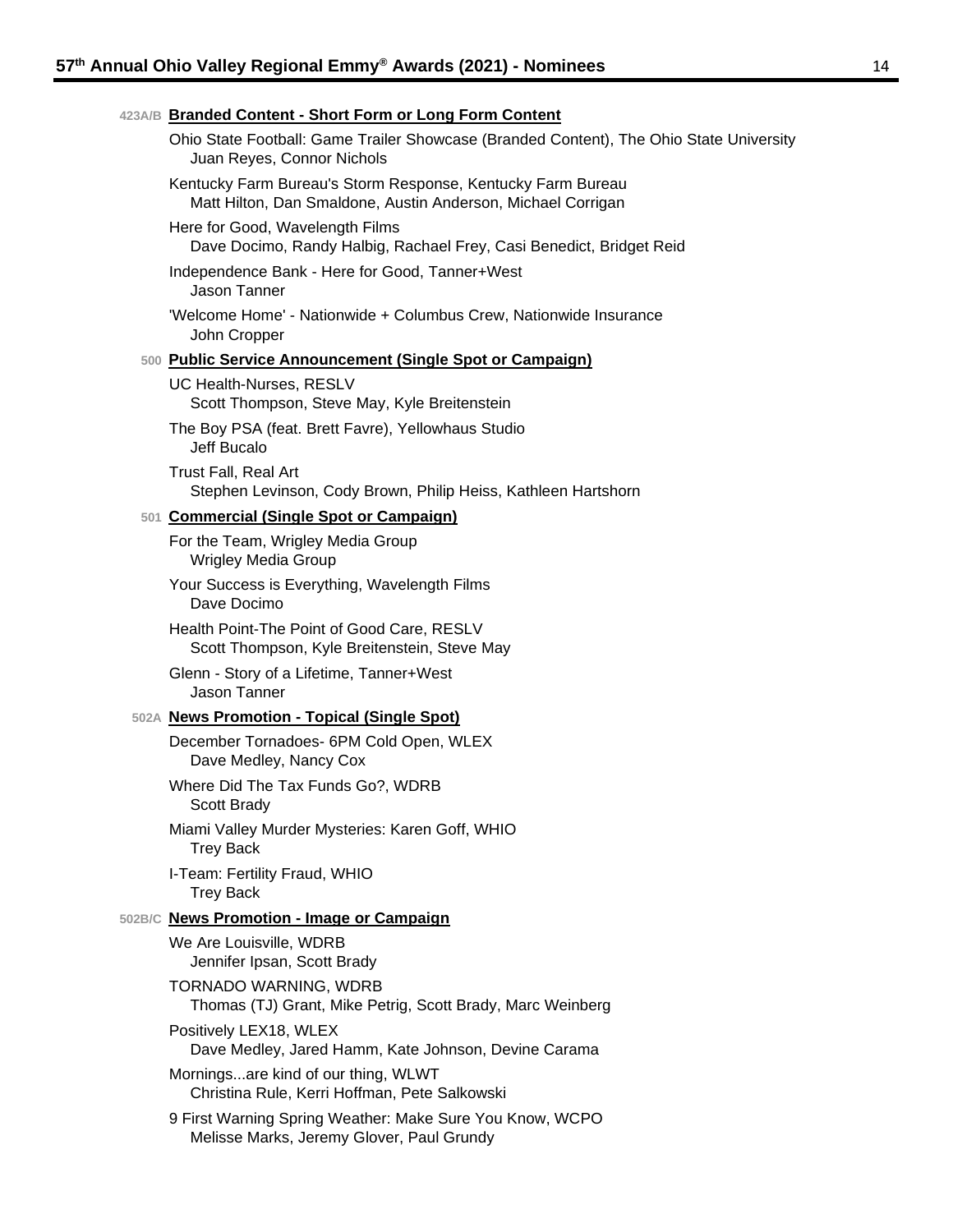### 423A/B Branded Content - Short Form or Long Form Content

Ohio State Football: Game Trailer Showcase (Branded Content), The Ohio State University
Juan Reyes, Connor Nichols

Kentucky Farm Bureau's Storm Response, Kentucky Farm Bureau
Matt Hilton, Dan Smaldone, Austin Anderson, Michael Corrigan

Here for Good, Wavelength Films
Dave Docimo, Randy Halbig, Rachael Frey, Casi Benedict, Bridget Reid

Independence Bank - Here for Good, Tanner+West
Jason Tanner

'Welcome Home' - Nationwide + Columbus Crew, Nationwide Insurance
John Cropper

### 500 Public Service Announcement (Single Spot or Campaign)

UC Health-Nurses, RESLV
Scott Thompson, Steve May, Kyle Breitenstein

The Boy PSA (feat. Brett Favre), Yellowhaus Studio
Jeff Bucalo

Trust Fall, Real Art
Stephen Levinson, Cody Brown, Philip Heiss, Kathleen Hartshorn

### 501 Commercial (Single Spot or Campaign)

For the Team, Wrigley Media Group
Wrigley Media Group

Your Success is Everything, Wavelength Films
Dave Docimo

Health Point-The Point of Good Care, RESLV
Scott Thompson, Kyle Breitenstein, Steve May

Glenn - Story of a Lifetime, Tanner+West
Jason Tanner

### 502A News Promotion - Topical (Single Spot)

December Tornadoes- 6PM Cold Open, WLEX
Dave Medley, Nancy Cox

Where Did The Tax Funds Go?, WDRB
Scott Brady

Miami Valley Murder Mysteries: Karen Goff, WHIO
Trey Back

I-Team: Fertility Fraud, WHIO
Trey Back

### 502B/C News Promotion - Image or Campaign

We Are Louisville, WDRB
Jennifer Ipsan, Scott Brady

TORNADO WARNING, WDRB
Thomas (TJ) Grant, Mike Petrig, Scott Brady, Marc Weinberg

Positively LEX18, WLEX
Dave Medley, Jared Hamm, Kate Johnson, Devine Carama

Mornings...are kind of our thing, WLWT
Christina Rule, Kerri Hoffman, Pete Salkowski

9 First Warning Spring Weather: Make Sure You Know, WCPO
Melisse Marks, Jeremy Glover, Paul Grundy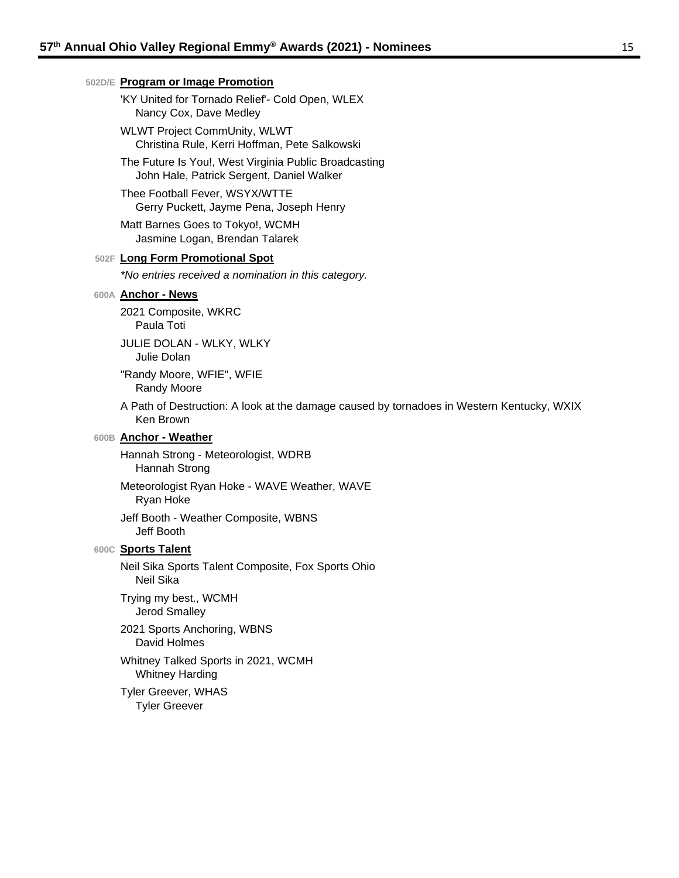### 502D/E Program or Image Promotion

'KY United for Tornado Relief'- Cold Open, WLEX
    Nancy Cox, Dave Medley

WLWT Project CommUnity, WLWT
    Christina Rule, Kerri Hoffman, Pete Salkowski

The Future Is You!, West Virginia Public Broadcasting
    John Hale, Patrick Sergent, Daniel Walker

Thee Football Fever, WSYX/WTTE
    Gerry Puckett, Jayme Pena, Joseph Henry

Matt Barnes Goes to Tokyo!, WCMH
    Jasmine Logan, Brendan Talarek

### 502F Long Form Promotional Spot

*\*No entries received a nomination in this category.*

### 600A Anchor - News

2021 Composite, WKRC
    Paula Toti

JULIE DOLAN - WLKY, WLKY
    Julie Dolan

"Randy Moore, WFIE", WFIE
    Randy Moore

A Path of Destruction: A look at the damage caused by tornadoes in Western Kentucky, WXIX
    Ken Brown

### 600B Anchor - Weather

Hannah Strong - Meteorologist, WDRB
    Hannah Strong

Meteorologist Ryan Hoke - WAVE Weather, WAVE
    Ryan Hoke

Jeff Booth - Weather Composite, WBNS
    Jeff Booth

### 600C Sports Talent

Neil Sika Sports Talent Composite, Fox Sports Ohio
    Neil Sika

Trying my best., WCMH
    Jerod Smalley

2021 Sports Anchoring, WBNS
    David Holmes

Whitney Talked Sports in 2021, WCMH
    Whitney Harding

Tyler Greever, WHAS
    Tyler Greever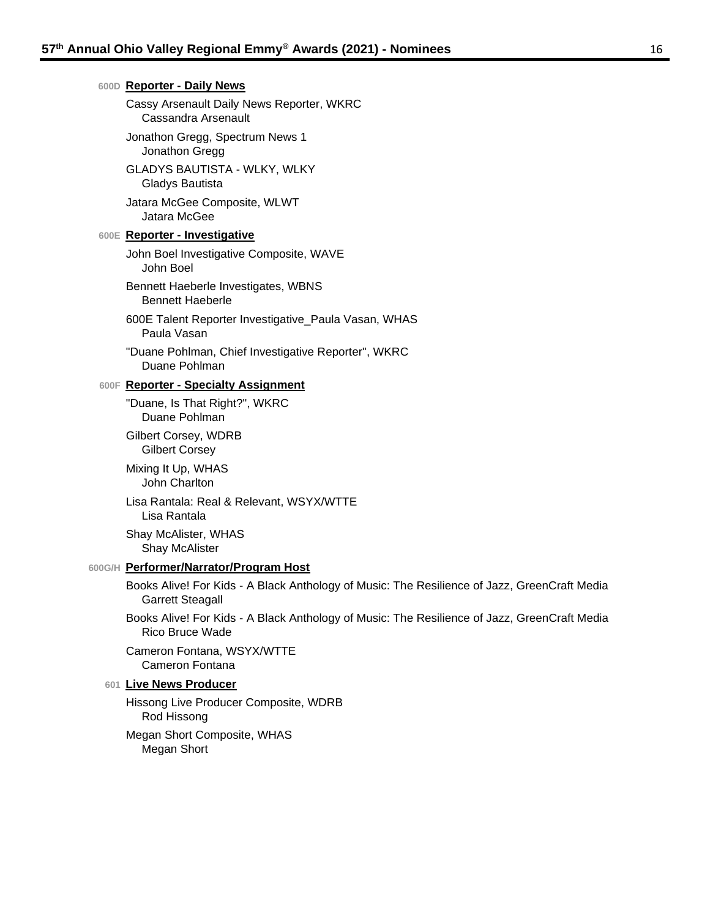## 600D Reporter - Daily News

Cassy Arsenault Daily News Reporter, WKRC
Cassandra Arsenault

Jonathon Gregg, Spectrum News 1
Jonathon Gregg

GLADYS BAUTISTA - WLKY, WLKY
Gladys Bautista

Jatara McGee Composite, WLWT
Jatara McGee

## 600E Reporter - Investigative

John Boel Investigative Composite, WAVE
John Boel

Bennett Haeberle Investigates, WBNS
Bennett Haeberle

600E Talent Reporter Investigative_Paula Vasan, WHAS
Paula Vasan

"Duane Pohlman, Chief Investigative Reporter", WKRC
Duane Pohlman

## 600F Reporter - Specialty Assignment

"Duane, Is That Right?", WKRC
Duane Pohlman

Gilbert Corsey, WDRB
Gilbert Corsey

Mixing It Up, WHAS
John Charlton

Lisa Rantala: Real & Relevant, WSYX/WTTE
Lisa Rantala

Shay McAlister, WHAS
Shay McAlister

## 600G/H Performer/Narrator/Program Host

Books Alive! For Kids - A Black Anthology of Music: The Resilience of Jazz, GreenCraft Media
Garrett Steagall

Books Alive! For Kids - A Black Anthology of Music: The Resilience of Jazz, GreenCraft Media
Rico Bruce Wade

Cameron Fontana, WSYX/WTTE
Cameron Fontana

## 601 Live News Producer

Hissong Live Producer Composite, WDRB
Rod Hissong

Megan Short Composite, WHAS
Megan Short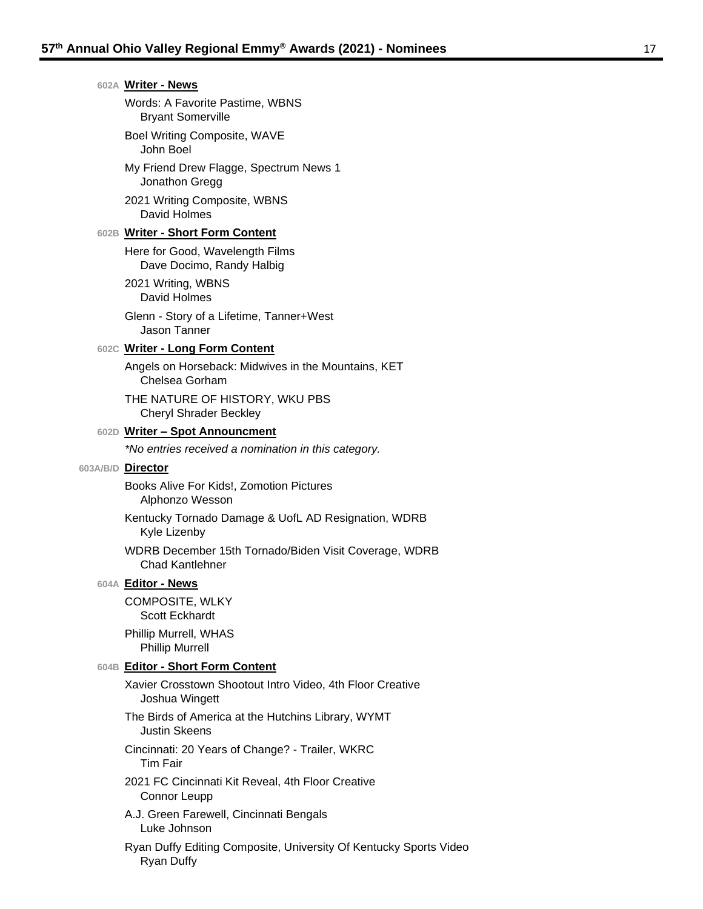### 602A **Writer - News**

Words: A Favorite Pastime, WBNS
Bryant Somerville

Boel Writing Composite, WAVE
John Boel

My Friend Drew Flagge, Spectrum News 1
Jonathon Gregg

2021 Writing Composite, WBNS
David Holmes

### 602B **Writer - Short Form Content**

Here for Good, Wavelength Films
Dave Docimo, Randy Halbig

2021 Writing, WBNS
David Holmes

Glenn - Story of a Lifetime, Tanner+West
Jason Tanner

### 602C **Writer - Long Form Content**

Angels on Horseback: Midwives in the Mountains, KET
Chelsea Gorham

THE NATURE OF HISTORY, WKU PBS
Cheryl Shrader Beckley

### 602D **Writer – Spot Announcment**

*\*No entries received a nomination in this category.*

### 603A/B/D **Director**

Books Alive For Kids!, Zomotion Pictures
Alphonzo Wesson

Kentucky Tornado Damage & UofL AD Resignation, WDRB
Kyle Lizenby

WDRB December 15th Tornado/Biden Visit Coverage, WDRB
Chad Kantlehner

### 604A **Editor - News**

COMPOSITE, WLKY
Scott Eckhardt

Phillip Murrell, WHAS
Phillip Murrell

### 604B **Editor - Short Form Content**

Xavier Crosstown Shootout Intro Video, 4th Floor Creative
Joshua Wingett

The Birds of America at the Hutchins Library, WYMT
Justin Skeens

Cincinnati: 20 Years of Change? - Trailer, WKRC
Tim Fair

2021 FC Cincinnati Kit Reveal, 4th Floor Creative
Connor Leupp

A.J. Green Farewell, Cincinnati Bengals
Luke Johnson

Ryan Duffy Editing Composite, University Of Kentucky Sports Video
Ryan Duffy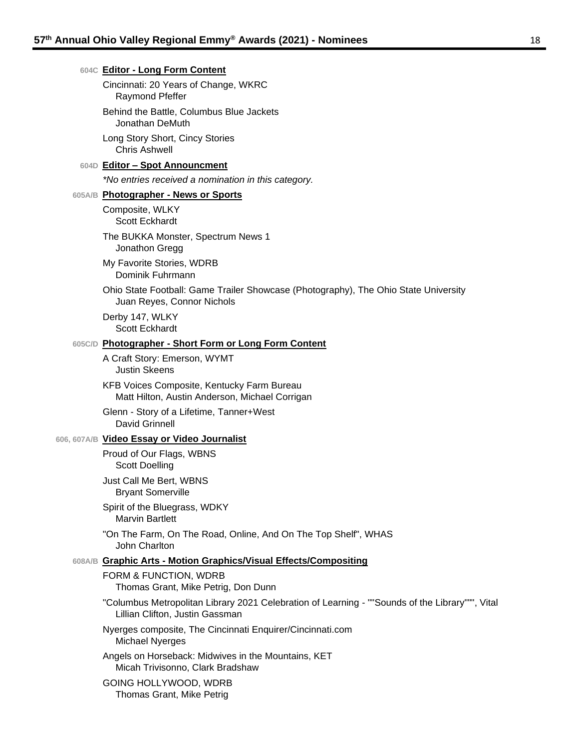### 604C **Editor - Long Form Content**

Cincinnati: 20 Years of Change, WKRC
Raymond Pfeffer

Behind the Battle, Columbus Blue Jackets
Jonathan DeMuth

Long Story Short, Cincy Stories
Chris Ashwell

### 604D **Editor – Spot Announcment**

*\*No entries received a nomination in this category.*

### 605A/B **Photographer - News or Sports**

Composite, WLKY
Scott Eckhardt

The BUKKA Monster, Spectrum News 1
Jonathon Gregg

My Favorite Stories, WDRB
Dominik Fuhrmann

Ohio State Football: Game Trailer Showcase (Photography), The Ohio State University
Juan Reyes, Connor Nichols

Derby 147, WLKY
Scott Eckhardt

### 605C/D **Photographer - Short Form or Long Form Content**

A Craft Story: Emerson, WYMT
Justin Skeens

KFB Voices Composite, Kentucky Farm Bureau
Matt Hilton, Austin Anderson, Michael Corrigan

Glenn - Story of a Lifetime, Tanner+West
David Grinnell

### 606, 607A/B **Video Essay or Video Journalist**

Proud of Our Flags, WBNS
Scott Doelling

Just Call Me Bert, WBNS
Bryant Somerville

Spirit of the Bluegrass, WDKY
Marvin Bartlett

"On The Farm, On The Road, Online, And On The Top Shelf", WHAS
John Charlton

### 608A/B **Graphic Arts - Motion Graphics/Visual Effects/Compositing**

FORM & FUNCTION, WDRB
Thomas Grant, Mike Petrig, Don Dunn

"Columbus Metropolitan Library 2021 Celebration of Learning - ""Sounds of the Library""", Vital
Lillian Clifton, Justin Gassman

Nyerges composite, The Cincinnati Enquirer/Cincinnati.com
Michael Nyerges

Angels on Horseback: Midwives in the Mountains, KET
Micah Trivisonno, Clark Bradshaw

GOING HOLLYWOOD, WDRB
Thomas Grant, Mike Petrig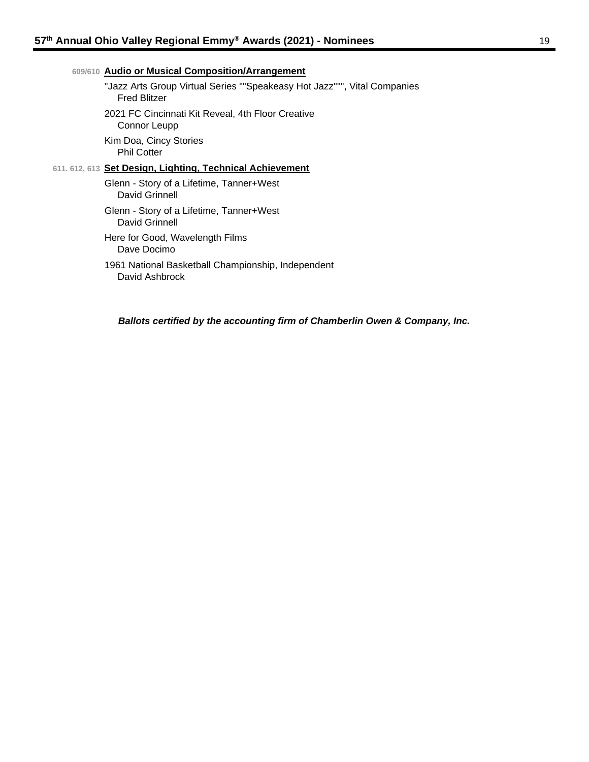609/610 **Audio or Musical Composition/Arrangement**

"Jazz Arts Group Virtual Series ""Speakeasy Hot Jazz""", Vital Companies
Fred Blitzer

2021 FC Cincinnati Kit Reveal, 4th Floor Creative
Connor Leupp

Kim Doa, Cincy Stories
Phil Cotter

611. 612, 613 **Set Design, Lighting, Technical Achievement**

Glenn - Story of a Lifetime, Tanner+West
David Grinnell

Glenn - Story of a Lifetime, Tanner+West
David Grinnell

Here for Good, Wavelength Films
Dave Docimo

1961 National Basketball Championship, Independent
David Ashbrock

***Ballots certified by the accounting firm of Chamberlin Owen & Company, Inc.***